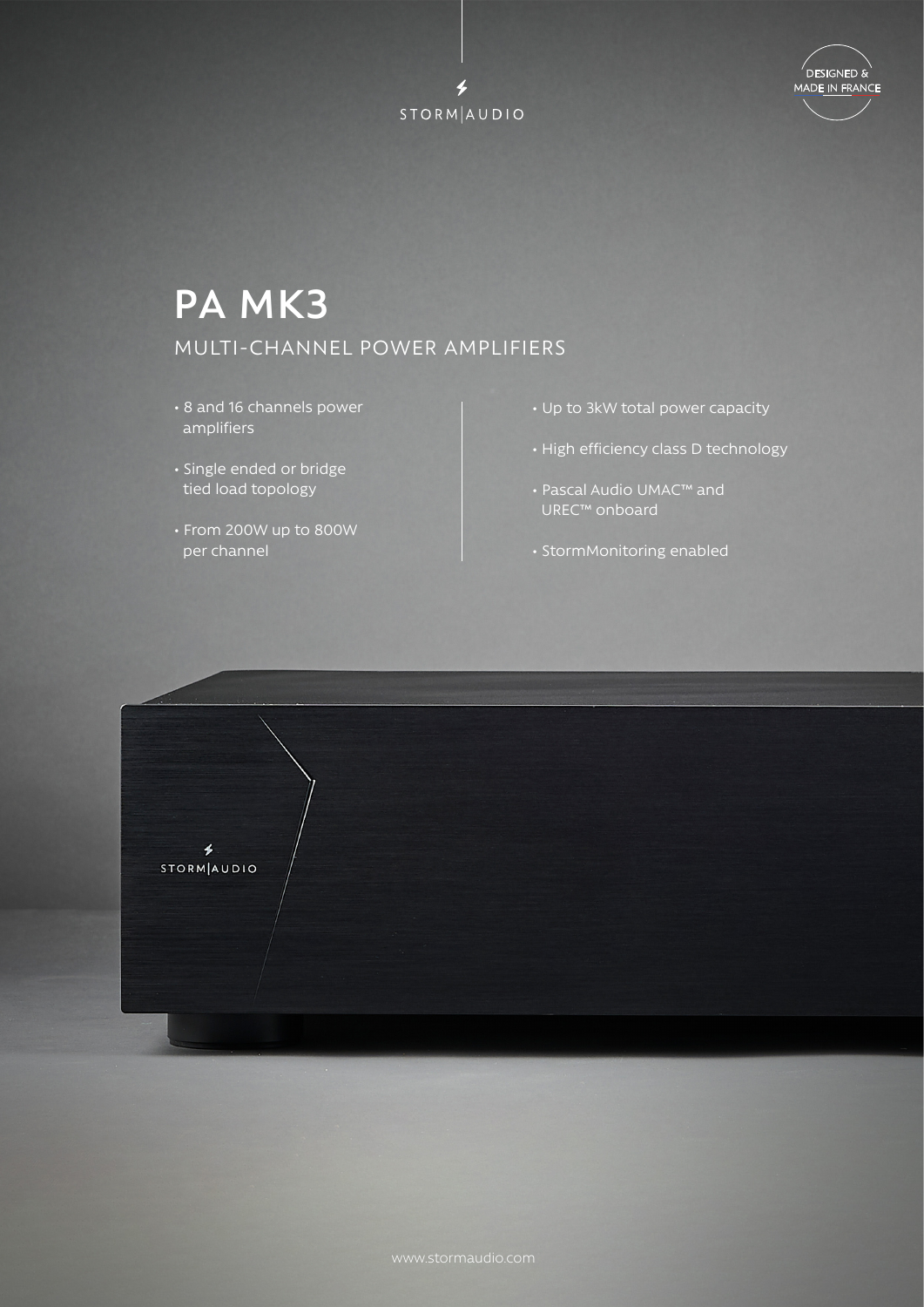STORM|AUDIO

DESIGNED & MADE IN FRANCE

# PA MK3

## MULTI-CHANNEL POWER AMPLIFIERS

- 8 and 16 channels power amplifiers
- Single ended or bridge tied load topology
- From 200W up to 800W per channel
- Up to 3kW total power capacity
- High efficiency class D technology
- Pascal Audio UMAC™ and UREC™ onboard
- StormMonitoring enabled

www.stormaudio.com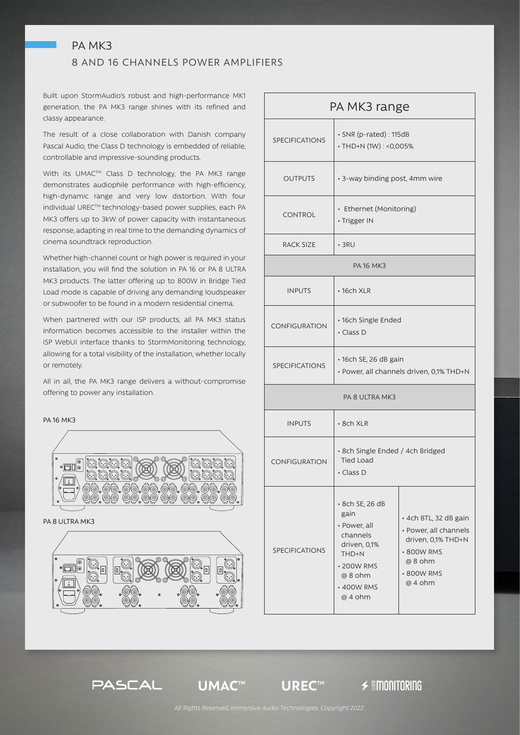# PA MK3

## 8 AND 16 CHANNELS POWER AMPLIFIERS

Built upon StormAudio's robust and high-performance MK1 generation, the PA MK3 range shines with its refined and classy appearance.

The result of a close collaboration with Danish company Pascal Audio, the Class D technology is embedded of reliable, controllable and impressive-sounding products.

With its UMAC™ Class D technology, the PA MK3 range demonstrates audiophile performance with high-efficiency, high-dynamic range and very low distortion. With four individual UREC™ technology-based power supplies, each PA MK3 offers up to 3kW of power capacity with instantaneous response, adapting in real time to the demanding dynamics of cinema soundtrack reproduction.

Whether high-channel count or high power is required in your installation, you will find the solution in PA 16 or PA 8 ULTRA MK3 products. The latter offering up to 800W in Bridge Tied Load mode is capable of driving any demanding loudspeaker or subwoofer to be found in a modern residential cinema.

When partnered with our ISP products, all PA MK3 status information becomes accessible to the installer within the ISP WebUI interface thanks to StormMonitoring technology, allowing for a total visibility of the installation, whether locally or remotely.

All in all, the PA MK3 range delivers a without-compromise offering to power any installation.

PA 16 MK3

PA 8 ULTRA MK3

| PA MK3 range | | |
|---|---|---|
| SPECIFICATIONS | • SNR (p-rated) : 115dB<br>• THD+N (1W) : <0,005% | |
| OUTPUTS | • 3-way binding post, 4mm wire | |
| CONTROL | • Ethernet (Monitoring)<br>• Trigger IN | |
| RACK SIZE | • 3RU | |
| **PA 16 MK3** | | |
| INPUTS | • 16ch XLR | |
| CONFIGURATION | • 16ch Single Ended<br>• Class D | |
| SPECIFICATIONS | • 16ch SE, 26 dB gain<br>• Power, all channels driven, 0,1% THD+N | |
| **PA 8 ULTRA MK3** | | |
| INPUTS | • 8ch XLR | |
| CONFIGURATION | • 8ch Single Ended / 4ch Bridged Tied Load<br>• Class D | |
| SPECIFICATIONS | • 8ch SE, 26 dB gain<br>• Power, all channels driven, 0,1% THD+N<br>• 200W RMS @ 8 ohm<br>• 400W RMS @ 4 ohm | • 4ch BTL, 32 dB gain<br>• Power, all channels driven, 0,1% THD+N<br>• 800W RMS @ 8 ohm<br>• 800W RMS @ 4 ohm |

PASCAL UMAC™ UREC™ StormMONITORING

*All Rights Reserved, Immersive Audio Technologies. Copyright 2022*